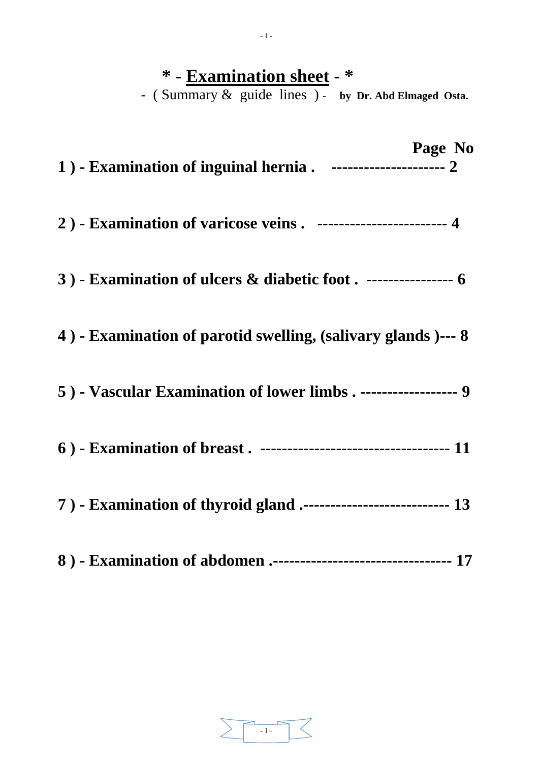# * - Examination sheet - *

- ( Summary & guide lines ) - **by Dr. Abd Elmaged Osta.**

**Page No**

**1 ) - Examination of inguinal hernia . --------------------- 2**

**2 ) - Examination of varicose veins . ------------------------ 4**

**3 ) - Examination of ulcers & diabetic foot . ---------------- 6**

**4 ) - Examination of parotid swelling, (salivary glands )--- 8**

**5 ) - Vascular Examination of lower limbs . ------------------ 9**

**6 ) - Examination of breast . ---------------------------------- 11**

**7 ) - Examination of thyroid gland .--------------------------- 13**

**8 ) - Examination of abdomen .-------------------------------- 17**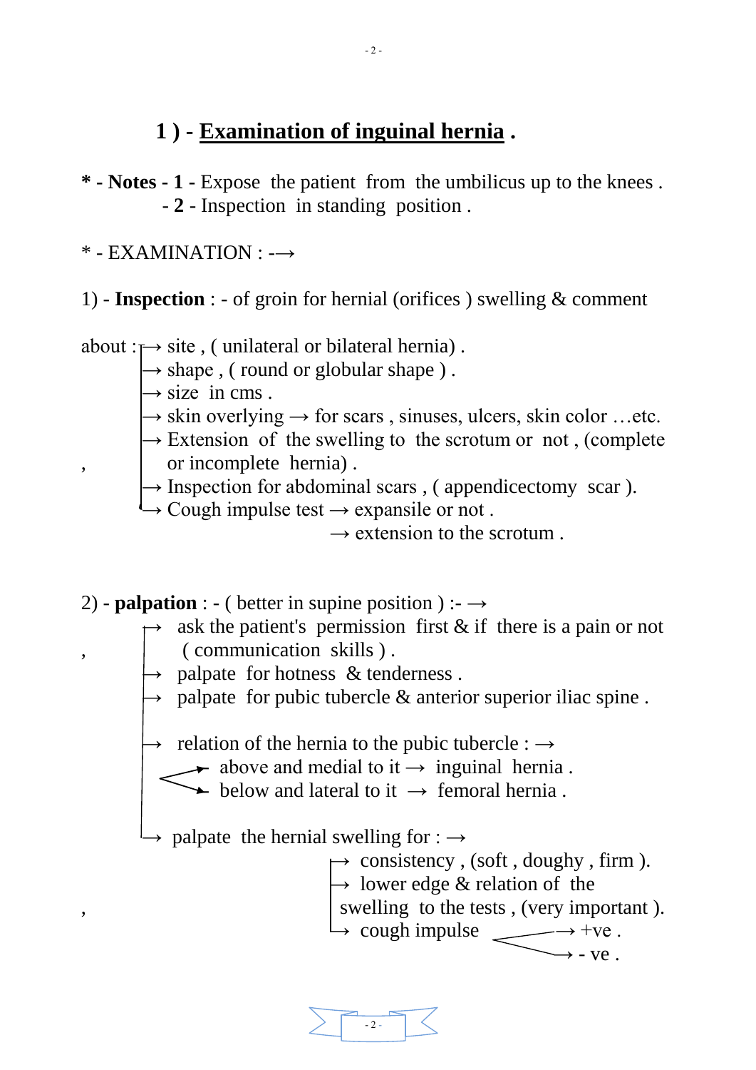# 1 ) - Examination of inguinal hernia .

**\* - Notes - 1 -** Expose the patient from the umbilicus up to the knees .
- **2** - Inspection in standing position .

\* - EXAMINATION : -→

1) - **Inspection** : - of groin for hernial (orifices ) swelling & comment about :

- → site , ( unilateral or bilateral hernia) .
- → shape , ( round or globular shape ) .
- → size in cms .
- → skin overlying → for scars , sinuses, ulcers, skin color …etc.
- → Extension of the swelling to the scrotum or not , (complete or incomplete hernia) .
- → Inspection for abdominal scars , ( appendicectomy scar ).
- → Cough impulse test → expansile or not .
  - → extension to the scrotum .

2) - **palpation** : - ( better in supine position ) :- →

- → ask the patient's permission first & if there is a pain or not ( communication skills ) .
- → palpate for hotness & tenderness .
- → palpate for pubic tubercle & anterior superior iliac spine .
- → relation of the hernia to the pubic tubercle : →
  - above and medial to it → inguinal hernia .
  - below and lateral to it → femoral hernia .
- → palpate the hernial swelling for : →
  - → consistency , (soft , doughy , firm ).
  - → lower edge & relation of the swelling to the tests , (very important ).
  - → cough impulse
    - → +ve .
    - → - ve .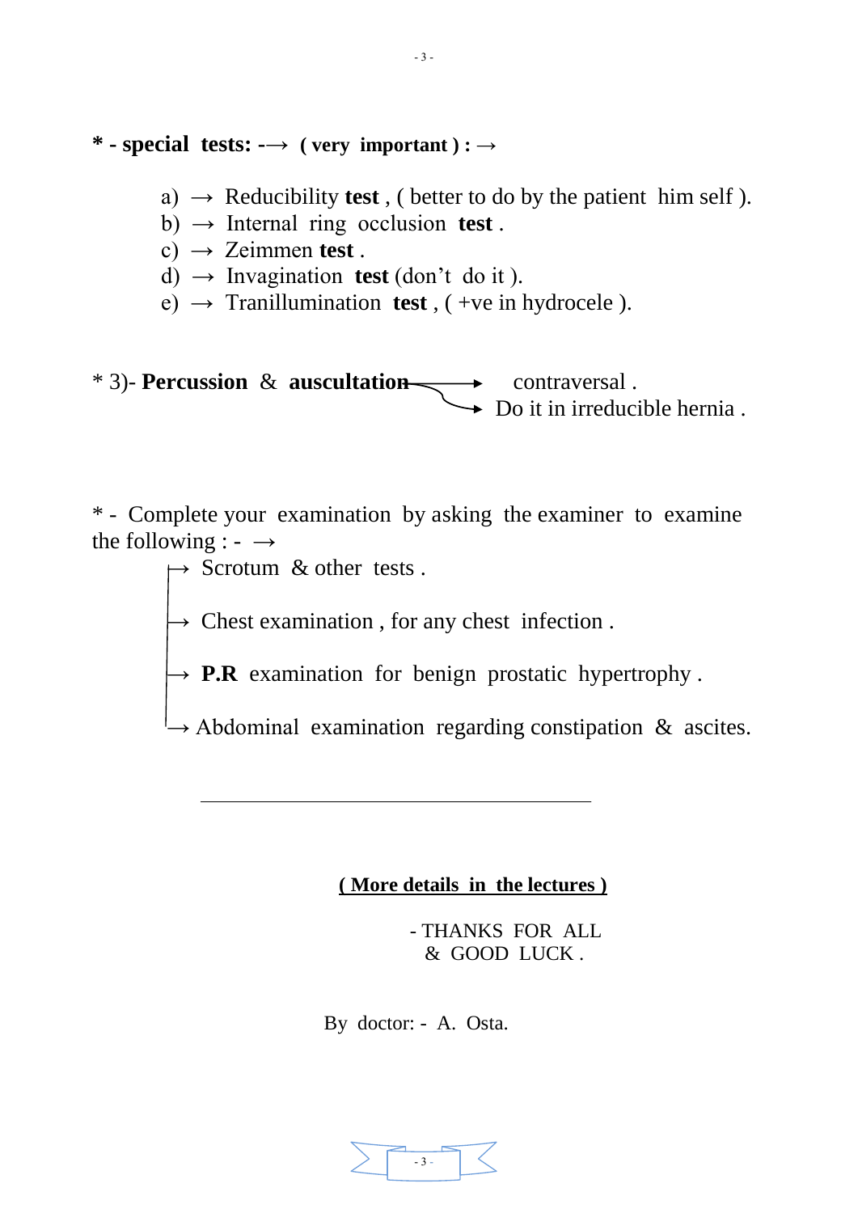**\* - special tests: -→ ( very important ) : →**

a) → Reducibility **test** , ( better to do by the patient him self ).
b) → Internal ring occlusion **test** .
c) → Zeimmen **test** .
d) → Invagination **test** (don't do it ).
e) → Tranillumination **test** , ( +ve in hydrocele ).

\* 3)- **Percussion** & **auscultation** → contraversal .
→ Do it in irreducible hernia .

\* - Complete your examination by asking the examiner to examine the following : - →

→ Scrotum & other tests .

→ Chest examination , for any chest infection .

→ **P.R** examination for benign prostatic hypertrophy .

→ Abdominal examination regarding constipation & ascites.

---

**( More details in the lectures )**

- THANKS FOR ALL & GOOD LUCK .

By doctor: - A. Osta.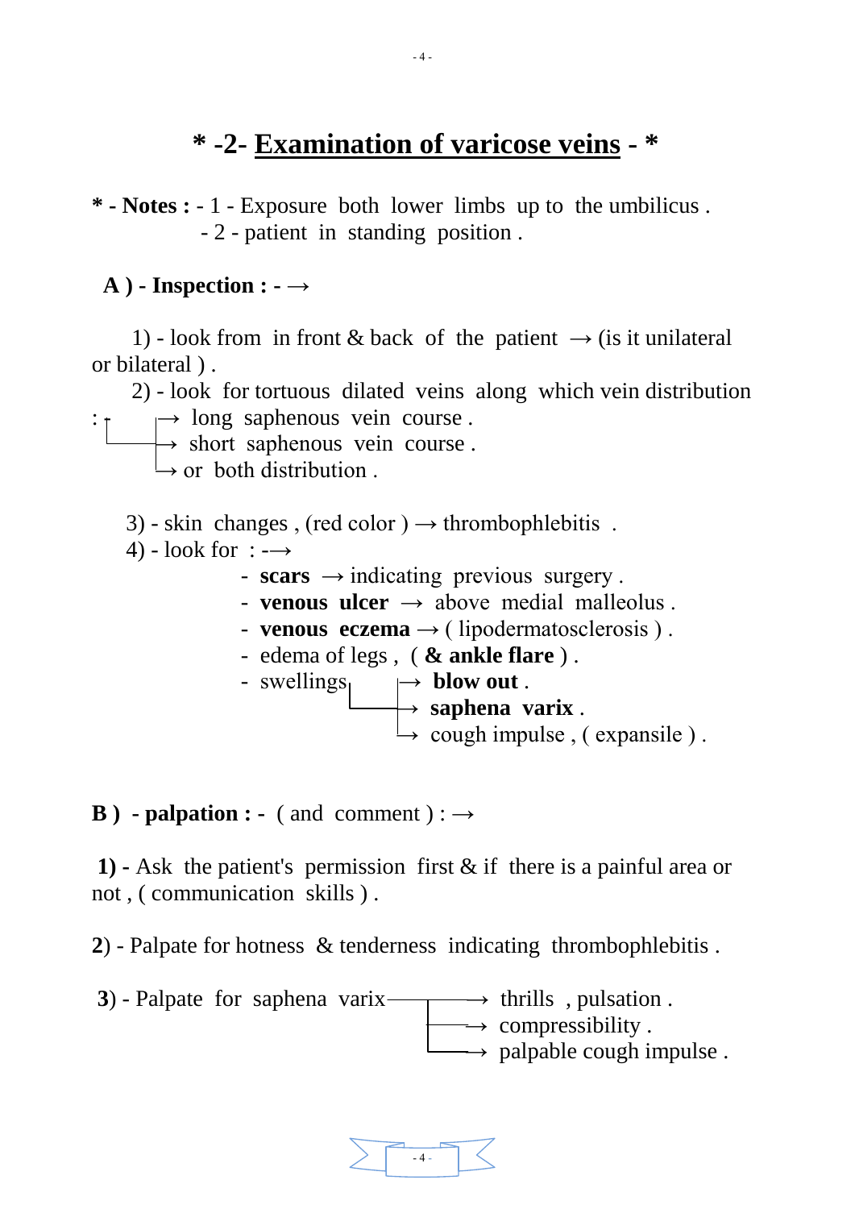# * -2- Examination of varicose veins - *

**\* - Notes :** - 1 - Exposure both lower limbs up to the umbilicus .
- 2 - patient in standing position .

## A ) - Inspection : - →

1) - look from in front & back of the patient → (is it unilateral or bilateral ) .

2) - look for tortuous dilated veins along which vein distribution :
   - → long saphenous vein course .
   - → short saphenous vein course .
   - → or both distribution .

3) - skin changes , (red color ) → thrombophlebitis .

4) - look for : -→
   - **scars** → indicating previous surgery .
   - **venous ulcer** → above medial malleolus .
   - **venous eczema** → ( lipodermatosclerosis ) .
   - edema of legs , ( **& ankle flare** ) .
   - swellings
     - → **blow out** .
     - → **saphena varix** .
     - → cough impulse , ( expansile ) .

## B ) - palpation : - ( and comment ) : →

**1) -** Ask the patient's permission first & if there is a painful area or not , ( communication skills ) .

**2**) - Palpate for hotness & tenderness indicating thrombophlebitis .

**3**) - Palpate for saphena varix
- → thrills , pulsation .
- → compressibility .
- → palpable cough impulse .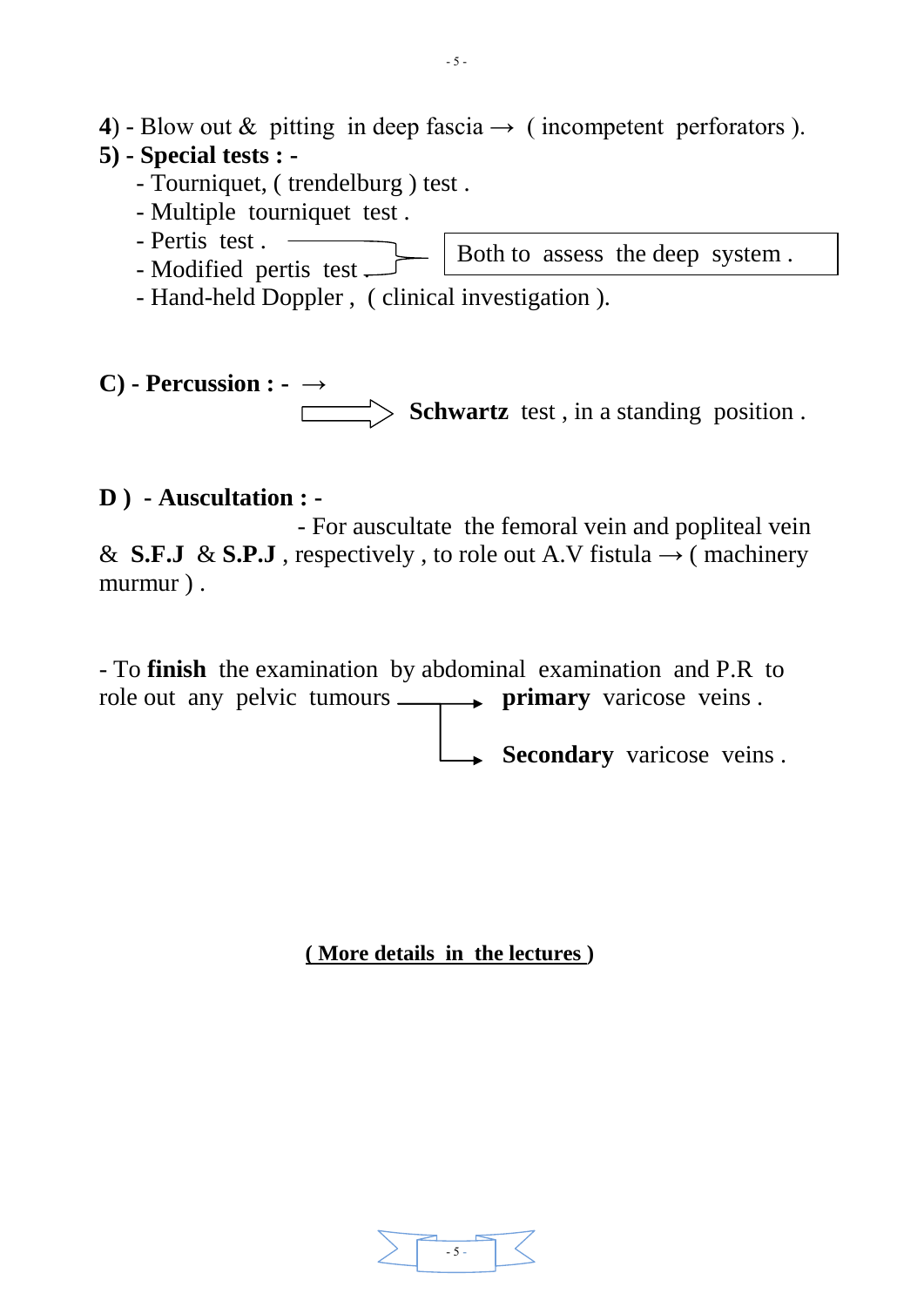**4**) - Blow out & pitting in deep fascia → ( incompetent perforators ).

**5) - Special tests : -**

- Tourniquet, ( trendelburg ) test .
- Multiple tourniquet test .
- Pertis test .
- Modified pertis test .

  Both to assess the deep system .
- Hand-held Doppler , ( clinical investigation ).

**C) - Percussion : -** →

⇒ **Schwartz** test , in a standing position .

**D ) - Auscultation : -**

- For auscultate the femoral vein and popliteal vein & **S.F.J** & **S.P.J** , respectively , to role out A.V fistula → ( machinery murmur ) .

- To **finish** the examination by abdominal examination and P.R to role out any pelvic tumours →

  → **primary** varicose veins .

  → **Secondary** varicose veins .

**( More details in the lectures )**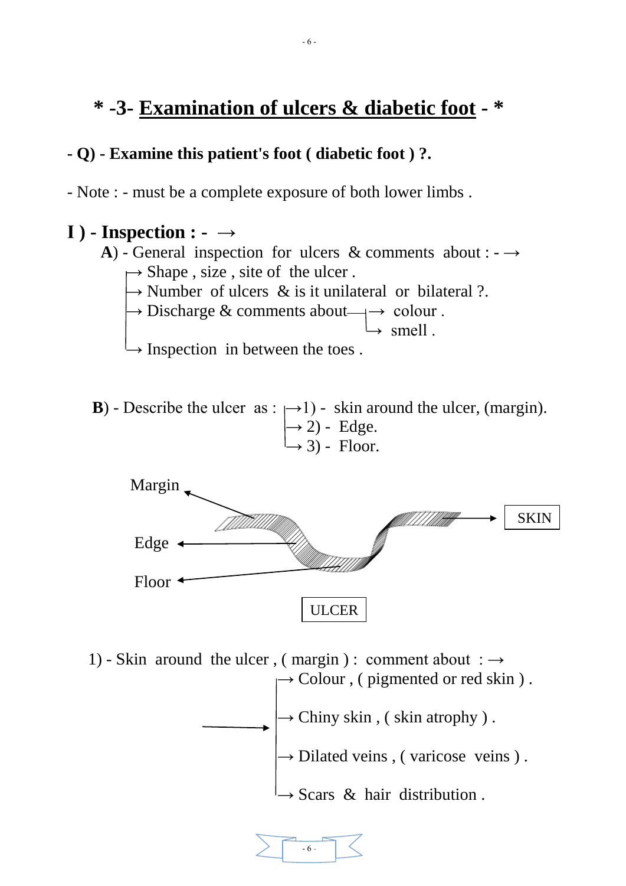# * -3- Examination of ulcers & diabetic foot - *

**- Q) - Examine this patient's foot ( diabetic foot ) ?.**

- Note : - must be a complete exposure of both lower limbs .

## I ) - Inspection : - →

**A**) - General inspection for ulcers & comments about : - →

- → Shape , size , site of the ulcer .
- → Number of ulcers & is it unilateral or bilateral ?.
- → Discharge & comments about
  - → colour .
  - → smell .
- → Inspection in between the toes .

**B**) - Describe the ulcer as :

- → 1) - skin around the ulcer, (margin).
- → 2) - Edge.
- → 3) - Floor.

Margin

Edge

Floor

SKIN

ULCER

1) - Skin around the ulcer , ( margin ) : comment about : →

- → Colour , ( pigmented or red skin ) .
- → Chiny skin , ( skin atrophy ) .
- → Dilated veins , ( varicose veins ) .
- → Scars & hair distribution .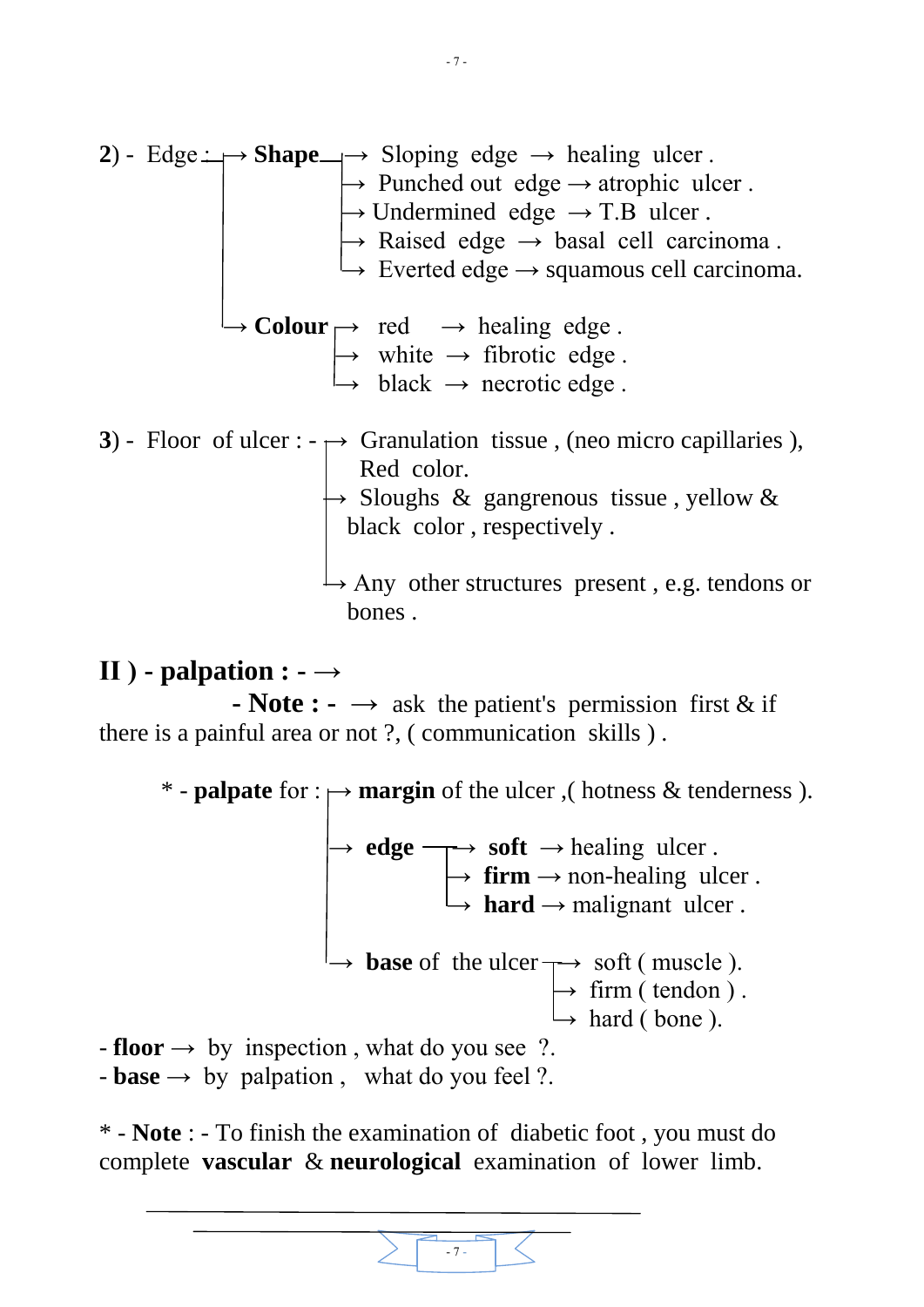2) - Edge : → **Shape** → 
- → Sloping edge → healing ulcer .
- → Punched out edge → atrophic ulcer .
- → Undermined edge → T.B ulcer .
- → Raised edge → basal cell carcinoma .
- → Everted edge → squamous cell carcinoma.

→ **Colour** →
- → red → healing edge .
- → white → fibrotic edge .
- → black → necrotic edge .

3) - Floor of ulcer : - →
- → Granulation tissue , (neo micro capillaries ), Red color.
- → Sloughs & gangrenous tissue , yellow & black color , respectively .
- → Any other structures present , e.g. tendons or bones .

## II ) - palpation : - →

**- Note : -** → ask the patient's permission first & if there is a painful area or not ?, ( communication skills ) .

* - **palpate** for :
- → **margin** of the ulcer ,( hotness & tenderness ).
- → **edge** →
  - → **soft** → healing ulcer .
  - → **firm** → non-healing ulcer .
  - → **hard** → malignant ulcer .
- → **base** of the ulcer →
  - → soft ( muscle ).
  - → firm ( tendon ) .
  - → hard ( bone ).

- **floor** → by inspection , what do you see ?.
- **base** → by palpation , what do you feel ?.

* - **Note** : - To finish the examination of diabetic foot , you must do complete **vascular** & **neurological** examination of lower limb.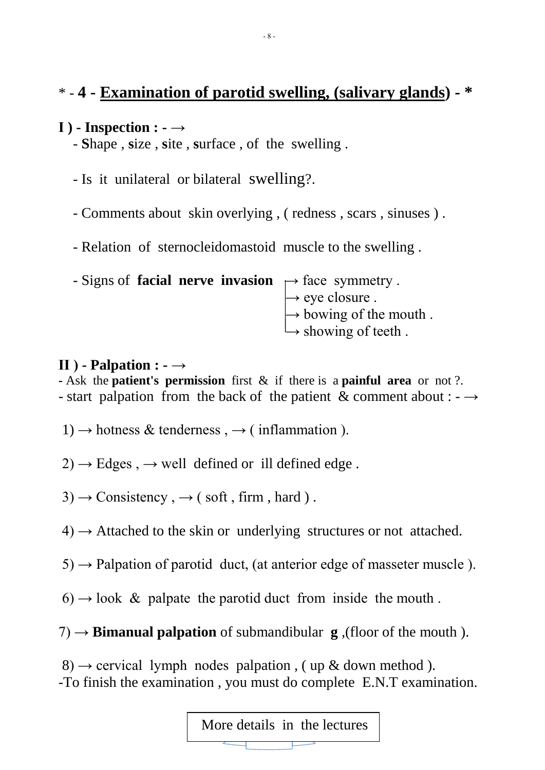## * - 4 - Examination of parotid swelling, (salivary glands) - *

**I ) - Inspection : - →**

- **S**hape , **s**ize , **s**ite , **s**urface , of the swelling .
- Is it unilateral or bilateral swelling?.
- Comments about skin overlying , ( redness , scars , sinuses ) .
- Relation of sternocleidomastoid muscle to the swelling .
- Signs of **facial nerve invasion**
  - → face symmetry .
  - → eye closure .
  - → bowing of the mouth .
  - → showing of teeth .

**II ) - Palpation : - →**

- Ask the **patient's permission** first & if there is a **painful area** or not ?.
- start palpation from the back of the patient & comment about : - →

1) → hotness & tenderness , → ( inflammation ).

2) → Edges , → well defined or ill defined edge .

3) → Consistency , → ( soft , firm , hard ) .

4) → Attached to the skin or underlying structures or not attached.

5) → Palpation of parotid duct, (at anterior edge of masseter muscle ).

6) → look & palpate the parotid duct from inside the mouth .

7) → **Bimanual palpation** of submandibular **g** ,(floor of the mouth ).

8) → cervical lymph nodes palpation , ( up & down method ).

-To finish the examination , you must do complete E.N.T examination.

More details in the lectures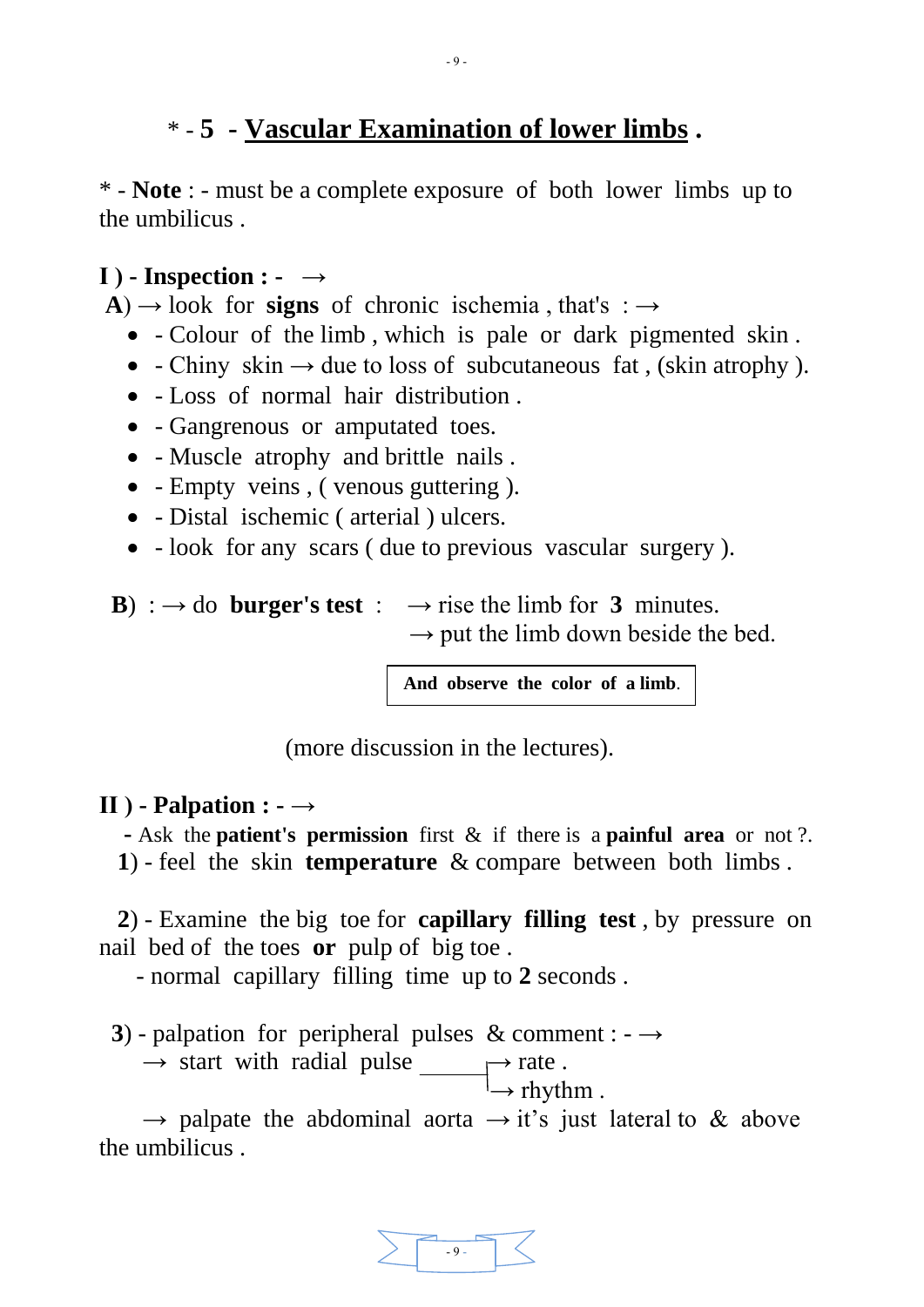## * - 5 - Vascular Examination of lower limbs .

* - **Note** : - must be a complete exposure of both lower limbs up to the umbilicus .

**I ) - Inspection : -** →

**A**) → look for **signs** of chronic ischemia , that's : →

- - Colour of the limb , which is pale or dark pigmented skin .
- - Chiny skin → due to loss of subcutaneous fat , (skin atrophy ).
- - Loss of normal hair distribution .
- - Gangrenous or amputated toes.
- - Muscle atrophy and brittle nails .
- - Empty veins , ( venous guttering ).
- - Distal ischemic ( arterial ) ulcers.
- - look for any scars ( due to previous vascular surgery ).

**B**) : → do **burger's test** : → rise the limb for **3** minutes.
→ put the limb down beside the bed.

**And observe the color of a limb**.

(more discussion in the lectures).

**II ) - Palpation : -** →

**-** Ask the **patient's permission** first & if there is a **painful area** or not ?.

**1**) - feel the skin **temperature** & compare between both limbs .

**2**) - Examine the big toe for **capillary filling test** , by pressure on nail bed of the toes **or** pulp of big toe .

- normal capillary filling time up to **2** seconds .

**3**) - palpation for peripheral pulses & comment : - →

→ start with radial pulse → rate .
→ rhythm .

→ palpate the abdominal aorta → it's just lateral to & above the umbilicus .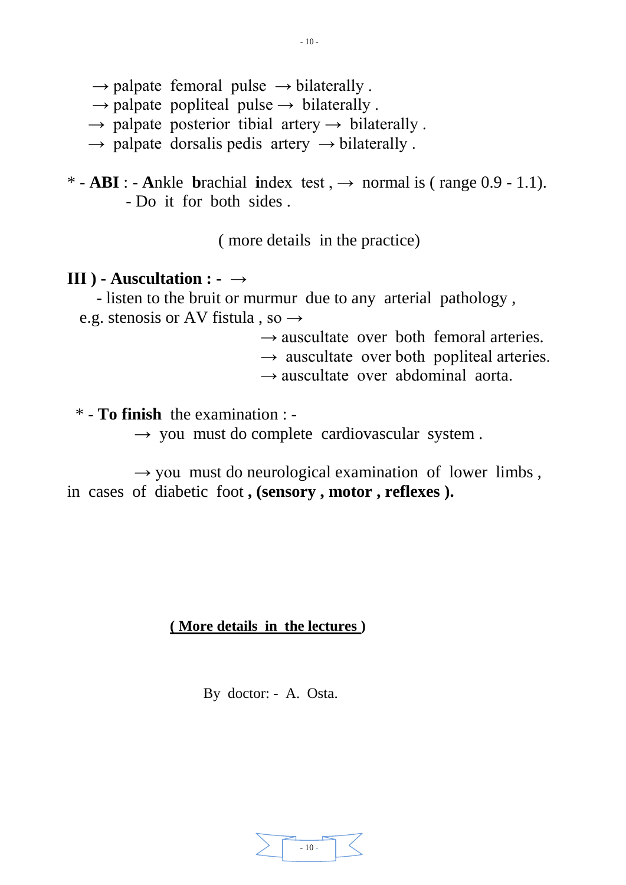→ palpate femoral pulse → bilaterally .
→ palpate popliteal pulse → bilaterally .
→ palpate posterior tibial artery → bilaterally .
→ palpate dorsalis pedis artery → bilaterally .

* - **ABI** : - **A**nkle **b**rachial **i**ndex test , → normal is ( range 0.9 - 1.1).
- Do it for both sides .

( more details in the practice)

**III ) - Auscultation : -** →

- listen to the bruit or murmur due to any arterial pathology , e.g. stenosis or AV fistula , so →
  - → auscultate over both femoral arteries.
  - → auscultate over both popliteal arteries.
  - → auscultate over abdominal aorta.

* - **To finish** the examination : -

→ you must do complete cardiovascular system .

→ you must do neurological examination of lower limbs , in cases of diabetic foot **, (sensory , motor , reflexes ).**

**( More details in the lectures )**

By doctor: - A. Osta.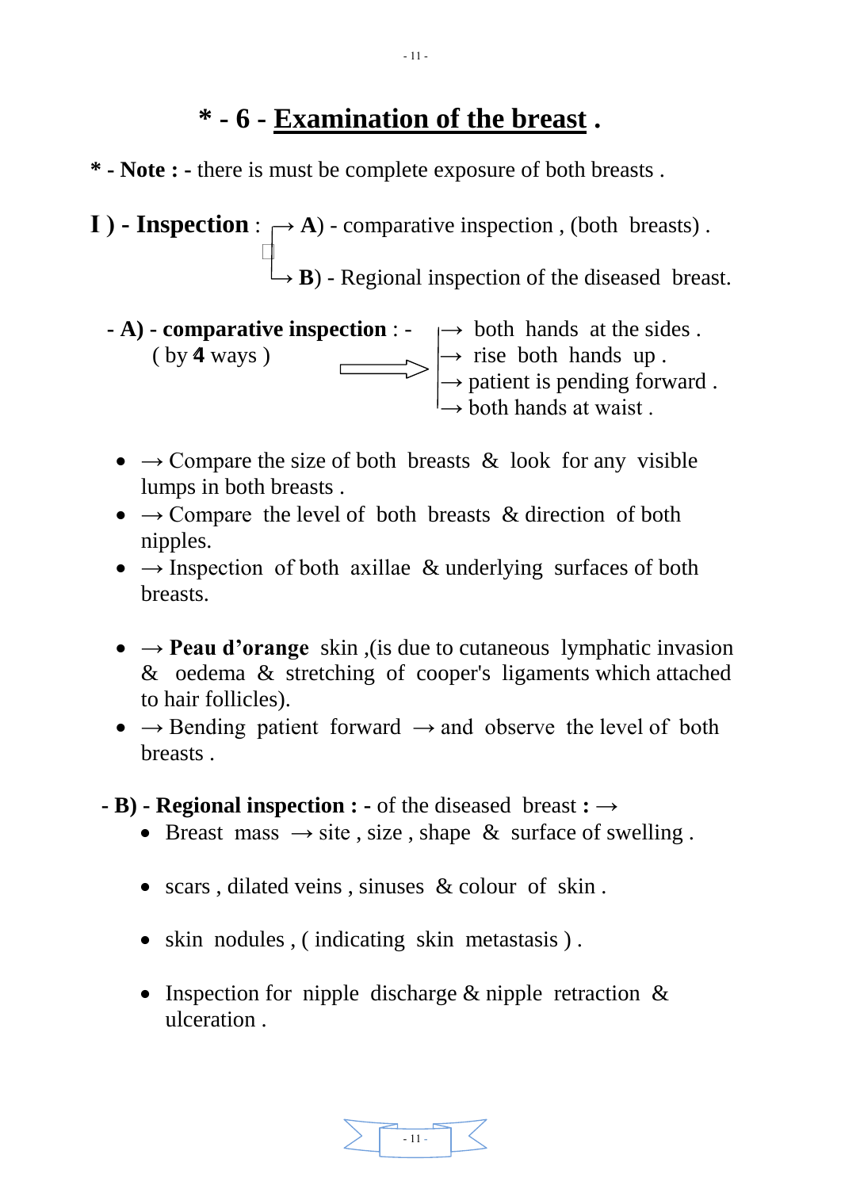# * - 6 - Examination of the breast .

**\* - Note : -** there is must be complete exposure of both breasts .

**I ) - Inspection** :
- → **A**) - comparative inspection , (both breasts) .
- → **B**) - Regional inspection of the diseased breast.

**- A) - comparative inspection** : - ( by **4** ways ) ⇒
- → both hands at the sides .
- → rise both hands up .
- → patient is pending forward .
- → both hands at waist .

- → Compare the size of both breasts & look for any visible lumps in both breasts .
- → Compare the level of both breasts & direction of both nipples.
- → Inspection of both axillae & underlying surfaces of both breasts.

- → **Peau d'orange** skin ,(is due to cutaneous lymphatic invasion & oedema & stretching of cooper's ligaments which attached to hair follicles).
- → Bending patient forward → and observe the level of both breasts .

**- B) - Regional inspection : -** of the diseased breast **:** →
- Breast mass → site , size , shape & surface of swelling .
- scars , dilated veins , sinuses & colour of skin .
- skin nodules , ( indicating skin metastasis ) .
- Inspection for nipple discharge & nipple retraction & ulceration .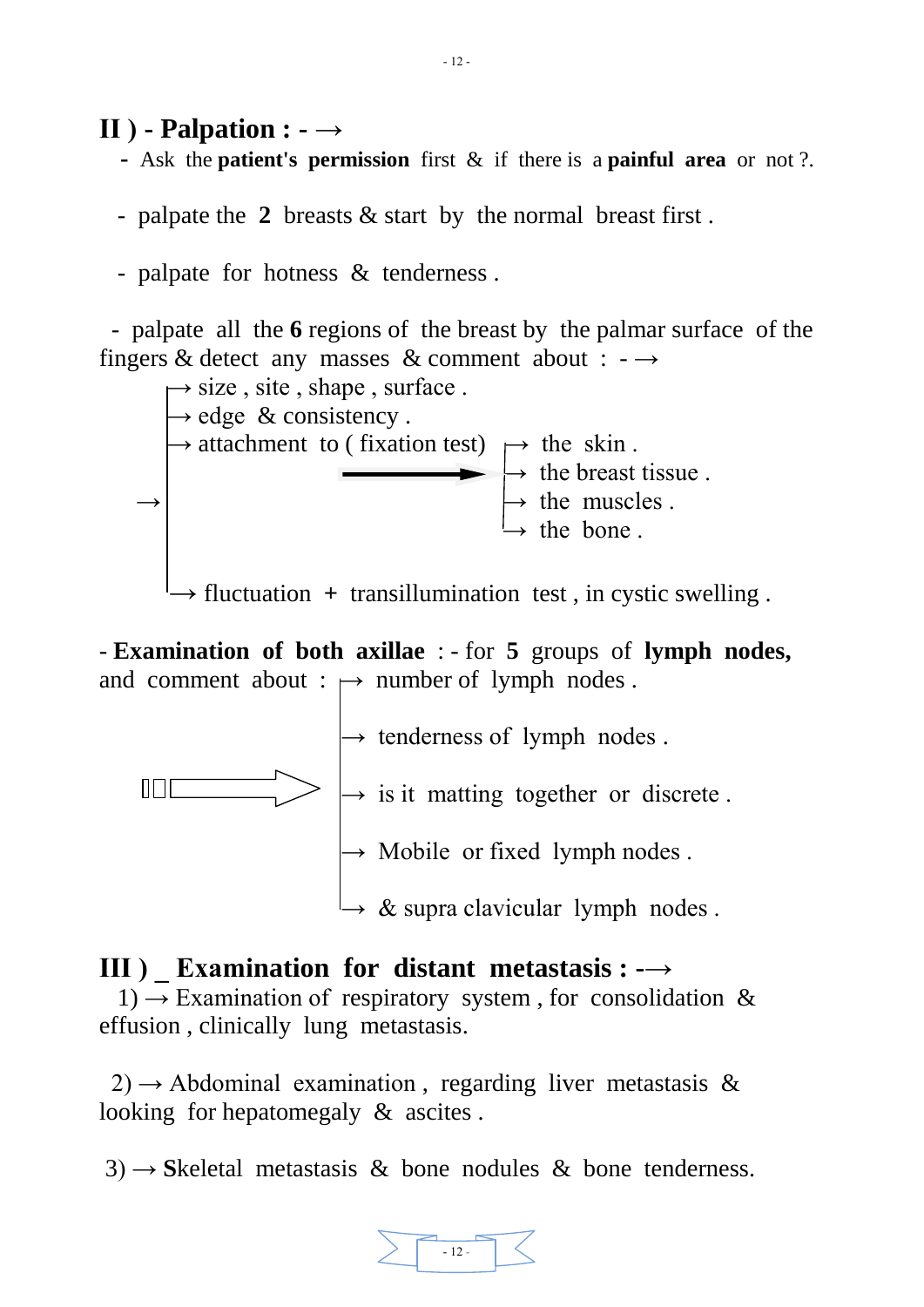## II ) - Palpation : - →

- Ask the **patient's permission** first & if there is a **painful area** or not ?.

- palpate the **2** breasts & start by the normal breast first .

- palpate for hotness & tenderness .

- palpate all the **6** regions of the breast by the palmar surface of the fingers & detect any masses & comment about : - →
  - → size , site , shape , surface .
  - → edge & consistency .
  - → attachment to ( fixation test) →
    - → the skin .
    - → the breast tissue .
    - → the muscles .
    - → the bone .
  - → fluctuation + transillumination test , in cystic swelling .

- **Examination of both axillae** : - for **5** groups of **lymph nodes,** and comment about :
  - → number of lymph nodes .
  - → tenderness of lymph nodes .
  - → is it matting together or discrete .
  - → Mobile or fixed lymph nodes .
  - → & supra clavicular lymph nodes .

## III ) _ Examination for distant metastasis : -→

1) → Examination of respiratory system , for consolidation & effusion , clinically lung metastasis.

2) → Abdominal examination , regarding liver metastasis & looking for hepatomegaly & ascites .

3) → Skeletal metastasis & bone nodules & bone tenderness.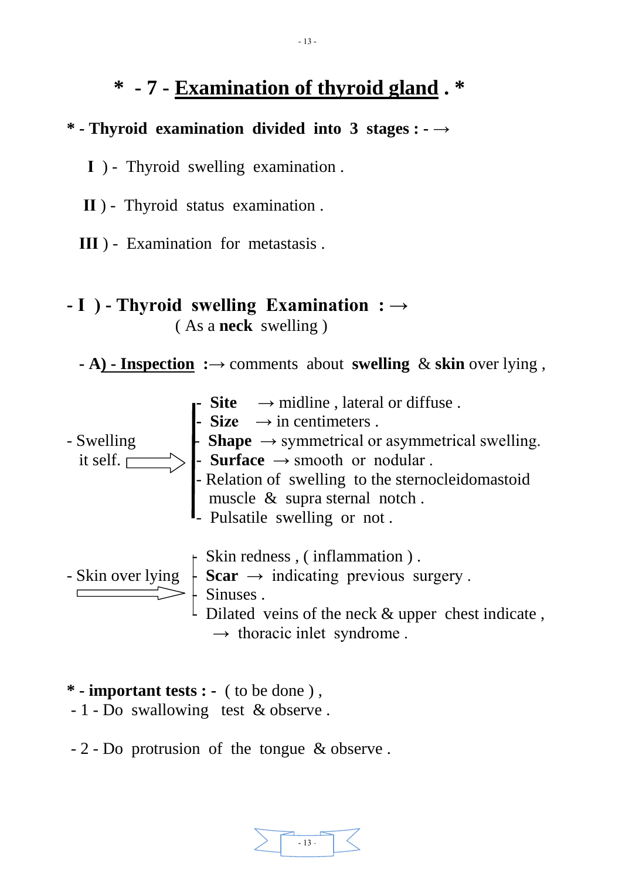# * - 7 - Examination of thyroid gland . *

**\* - Thyroid examination divided into 3 stages : - →**

**I** ) - Thyroid swelling examination .

**II** ) - Thyroid status examination .

**III** ) - Examination for metastasis .

## - I ) - Thyroid swelling Examination : →

( As a **neck** swelling )

- **A) - Inspection** :→ comments about **swelling** & **skin** over lying ,

- Swelling it self. ⇨

- **Site** → midline , lateral or diffuse .
- **Size** → in centimeters .
- **Shape** → symmetrical or asymmetrical swelling.
- **Surface** → smooth or nodular .
- Relation of swelling to the sternocleidomastoid muscle & supra sternal notch .
- Pulsatile swelling or not .

- Skin over lying ⇨

- Skin redness , ( inflammation ) .
- **Scar** → indicating previous surgery .
- Sinuses .
- Dilated veins of the neck & upper chest indicate , → thoracic inlet syndrome .

**\* - important tests : -** ( to be done ) ,

- 1 - Do swallowing test & observe .

- 2 - Do protrusion of the tongue & observe .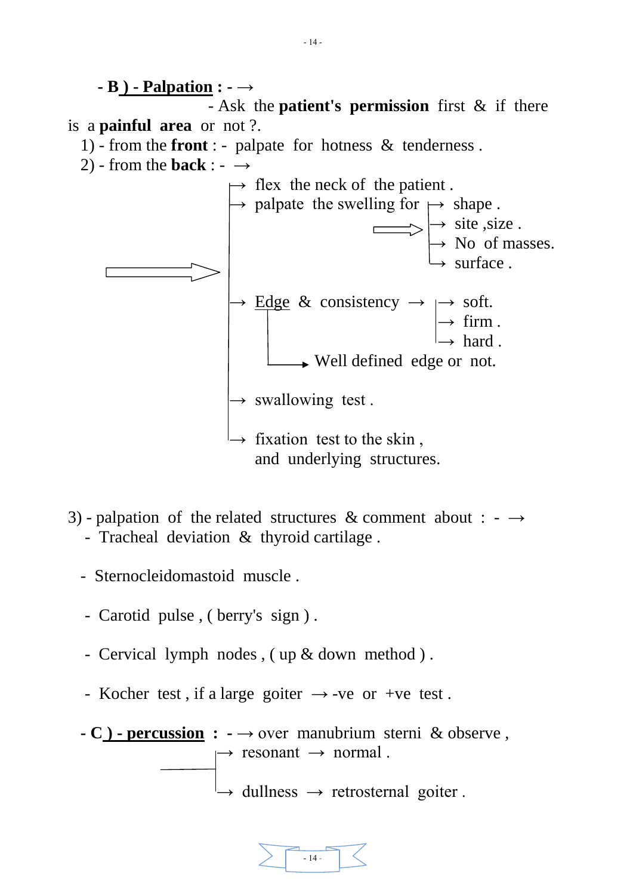**- B ) - Palpation : - →**

- Ask the **patient's permission** first & if there is a **painful area** or not ?.

1) - from the **front** : - palpate for hotness & tenderness .

2) - from the **back** : - →

- → flex the neck of the patient .
- → palpate the swelling for →
  - → shape .
  - → site ,size .
  - → No of masses.
  - → surface .
- → Edge & consistency →
  - → soft.
  - → firm .
  - → hard .
  - Edge → Well defined edge or not.
- → swallowing test .
- → fixation test to the skin , and underlying structures.

3) - palpation of the related structures & comment about : - →

- Tracheal deviation & thyroid cartilage .
- Sternocleidomastoid muscle .
- Carotid pulse , ( berry's sign ) .
- Cervical lymph nodes , ( up & down method ) .
- Kocher test , if a large goiter → -ve or +ve test .

**- C ) - percussion : -** → over manubrium sterni & observe ,

- → resonant → normal .
- → dullness → retrosternal goiter .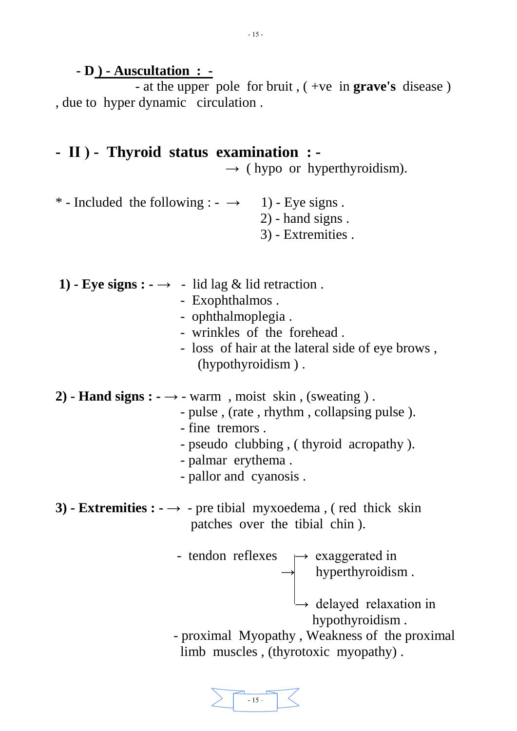**- D ) - Auscultation : -**

- at the upper pole for bruit , ( +ve in **grave's** disease ) , due to hyper dynamic circulation .

## - II ) - Thyroid status examination : -

→ ( hypo or hyperthyroidism).

* - Included the following : - →
  1) - Eye signs .
  2) - hand signs .
  3) - Extremities .

**1) - Eye signs : - →**

- lid lag & lid retraction .
- Exophthalmos .
- ophthalmoplegia .
- wrinkles of the forehead .
- loss of hair at the lateral side of eye brows , (hypothyroidism ) .

**2) - Hand signs : - →**

- warm , moist skin , (sweating ) .
- pulse , (rate , rhythm , collapsing pulse ).
- fine tremors .
- pseudo clubbing , ( thyroid acropathy ).
- palmar erythema .
- pallor and cyanosis .

**3) - Extremities : - →**

- pre tibial myxoedema , ( red thick skin patches over the tibial chin ).
- tendon reflexes →
  - → exaggerated in hyperthyroidism .
  - → delayed relaxation in hypothyroidism .
- proximal Myopathy , Weakness of the proximal limb muscles , (thyrotoxic myopathy) .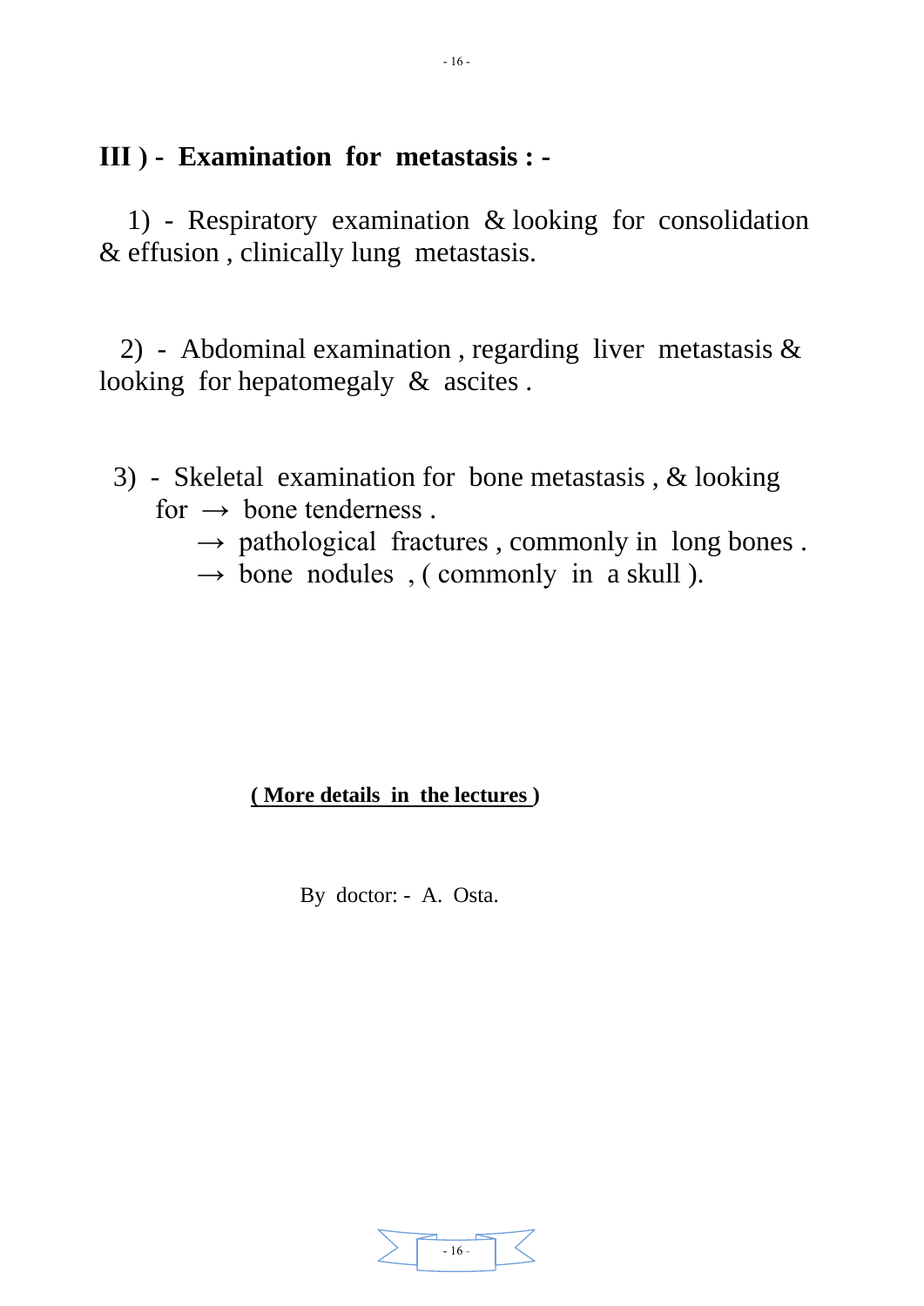## III ) - Examination for metastasis : -

1) - Respiratory examination & looking for consolidation & effusion , clinically lung metastasis.

2) - Abdominal examination , regarding liver metastasis & looking for hepatomegaly & ascites .

3) - Skeletal examination for bone metastasis , & looking for → bone tenderness .
   → pathological fractures , commonly in long bones .
   → bone nodules , ( commonly in a skull ).

**( More details in the lectures )**

By doctor: - A. Osta.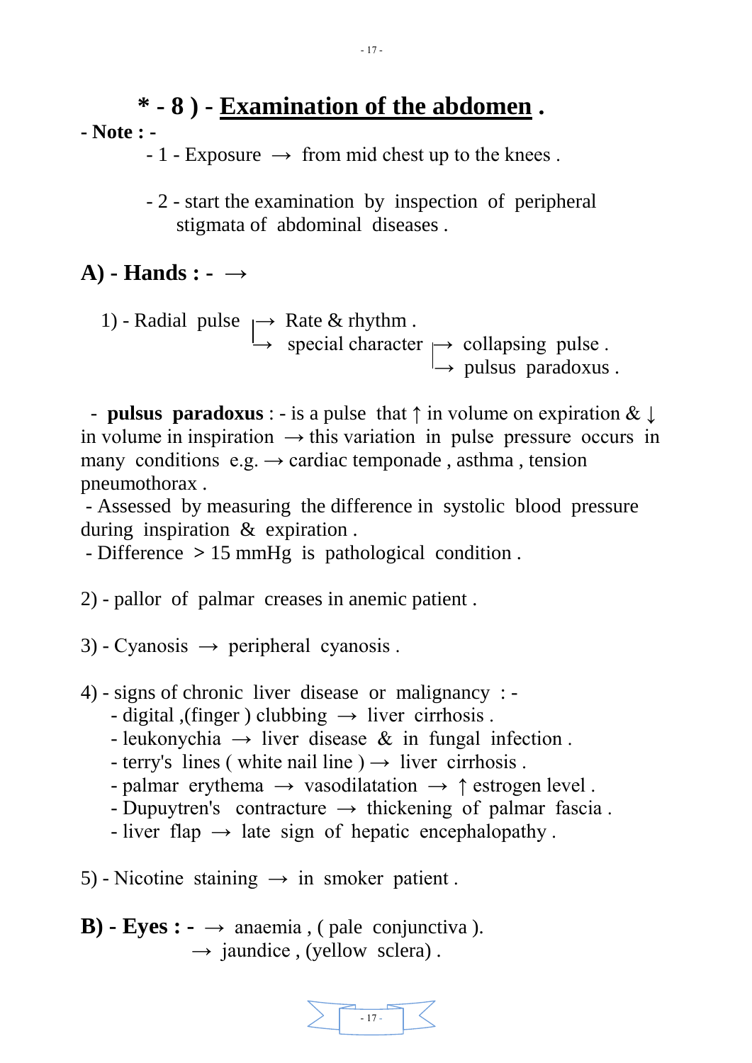# * - 8 ) - Examination of the abdomen .

**- Note : -**

- 1 - Exposure → from mid chest up to the knees .

- 2 - start the examination by inspection of peripheral stigmata of abdominal diseases .

## A) - Hands : - →

1) - Radial pulse
   - → Rate & rhythm .
   - → special character
     - → collapsing pulse .
     - → pulsus paradoxus .

- **pulsus paradoxus** : - is a pulse that ↑ in volume on expiration & ↓ in volume in inspiration → this variation in pulse pressure occurs in many conditions e.g. → cardiac temponade , asthma , tension pneumothorax .

- Assessed by measuring the difference in systolic blood pressure during inspiration & expiration .

- Difference > 15 mmHg is pathological condition .

2) - pallor of palmar creases in anemic patient .

3) - Cyanosis → peripheral cyanosis .

4) - signs of chronic liver disease or malignancy : -
   - digital ,(finger ) clubbing → liver cirrhosis .
   - leukonychia → liver disease & in fungal infection .
   - terry's lines ( white nail line ) → liver cirrhosis .
   - palmar erythema → vasodilatation → ↑ estrogen level .
   - Dupuytren's contracture → thickening of palmar fascia .
   - liver flap → late sign of hepatic encephalopathy .

5) - Nicotine staining → in smoker patient .

## B) - Eyes : - → anaemia , ( pale conjunctiva ).

→ jaundice , (yellow sclera) .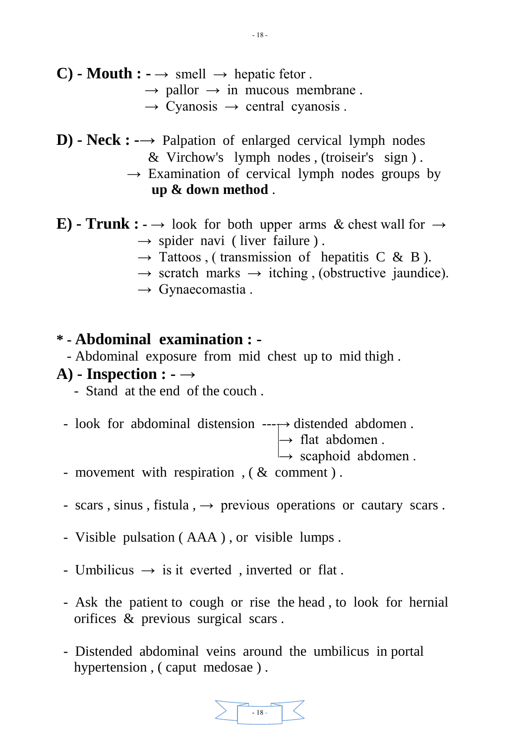**C) - Mouth : -** → smell → hepatic fetor .
→ pallor → in mucous membrane .
→ Cyanosis → central cyanosis .

**D) - Neck : -**→ Palpation of enlarged cervical lymph nodes & Virchow's lymph nodes , (troiseir's sign ) .
→ Examination of cervical lymph nodes groups by **up & down method** .

**E) - Trunk : -** → look for both upper arms & chest wall for →
→ spider navi ( liver failure ) .
→ Tattoos , ( transmission of hepatitis C & B ).
→ scratch marks → itching , (obstructive jaundice).
→ Gynaecomastia .

## * - Abdominal examination : -

- Abdominal exposure from mid chest up to mid thigh .

### A) - Inspection : - →

- Stand at the end of the couch .

- look for abdominal distension ---→ distended abdomen .
  → flat abdomen .
  → scaphoid abdomen .
- movement with respiration , ( & comment ) .
- scars , sinus , fistula , → previous operations or cautary scars .
- Visible pulsation ( AAA ) , or visible lumps .
- Umbilicus → is it everted , inverted or flat .
- Ask the patient to cough or rise the head , to look for hernial orifices & previous surgical scars .
- Distended abdominal veins around the umbilicus in portal hypertension , ( caput medosae ) .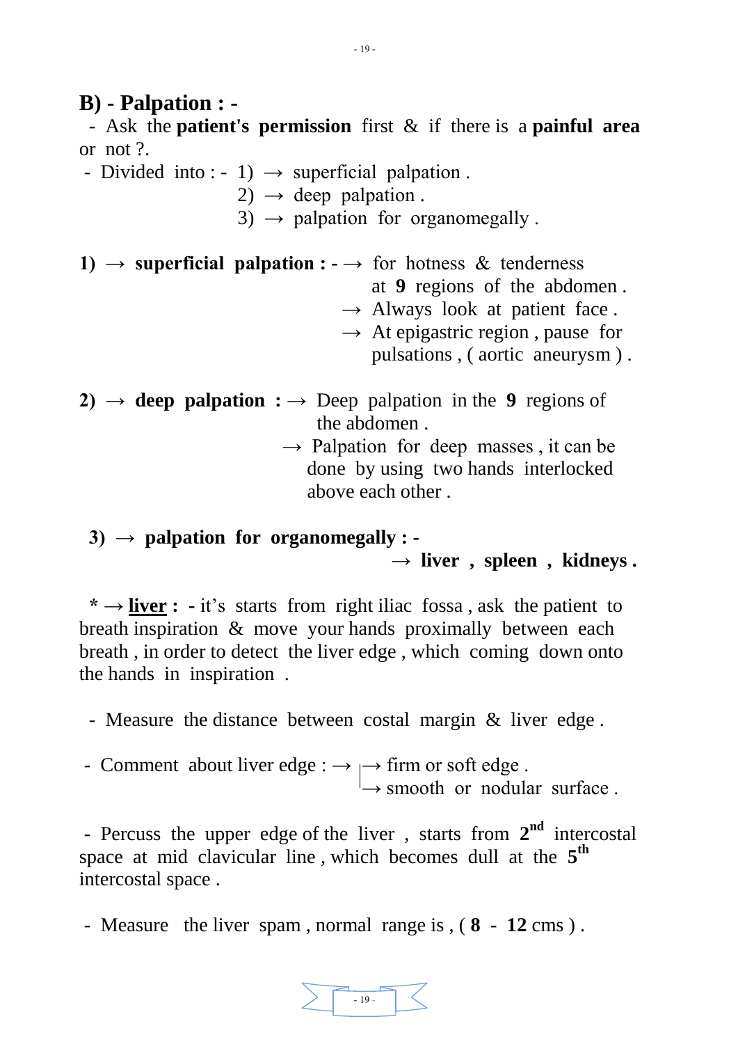## B) - Palpation : -

- Ask the **patient's permission** first & if there is a **painful area** or not ?.
- Divided into : - 1) → superficial palpation .
  2) → deep palpation .
  3) → palpation for organomegally .

**1) → superficial palpation : -** → for hotness & tenderness at **9** regions of the abdomen .
→ Always look at patient face .
→ At epigastric region , pause for pulsations , ( aortic aneurysm ) .

**2) → deep palpation :** → Deep palpation in the **9** regions of the abdomen .
→ Palpation for deep masses , it can be done by using two hands interlocked above each other .

**3) → palpation for organomegally : -**
→ **liver , spleen , kidneys .**

**\* →** **<u>liver</u> : -** it's starts from right iliac fossa , ask the patient to breath inspiration & move your hands proximally between each breath , in order to detect the liver edge , which coming down onto the hands in inspiration .

- Measure the distance between costal margin & liver edge .

- Comment about liver edge : → → firm or soft edge .
  → smooth or nodular surface .

- Percuss the upper edge of the liver , starts from **2nd** intercostal space at mid clavicular line , which becomes dull at the **5th** intercostal space .

- Measure the liver spam , normal range is , ( **8** - **12** cms ) .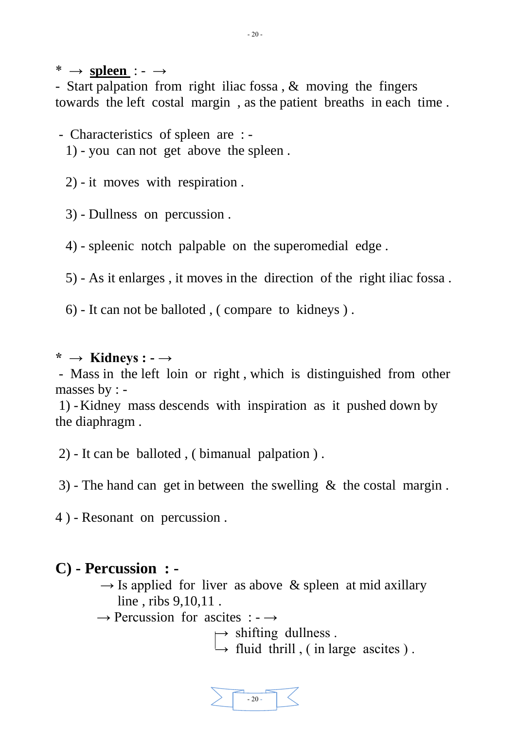* → **<u>spleen</u>** : - →

- Start palpation from right iliac fossa , & moving the fingers towards the left costal margin , as the patient breaths in each time .

- Characteristics of spleen are : -
  1) - you can not get above the spleen .

  2) - it moves with respiration .

  3) - Dullness on percussion .

  4) - spleenic notch palpable on the superomedial edge .

  5) - As it enlarges , it moves in the direction of the right iliac fossa .

  6) - It can not be balloted , ( compare to kidneys ) .

**\* → Kidneys : - →**

- Mass in the left loin or right , which is distinguished from other masses by : -

1) - Kidney mass descends with inspiration as it pushed down by the diaphragm .

2) - It can be balloted , ( bimanual palpation ) .

3) - The hand can get in between the swelling & the costal margin .

4 ) - Resonant on percussion .

## C) - Percussion : -

→ Is applied for liver as above & spleen at mid axillary line , ribs 9,10,11 .

→ Percussion for ascites : - →
- → shifting dullness .
- → fluid thrill , ( in large ascites ) .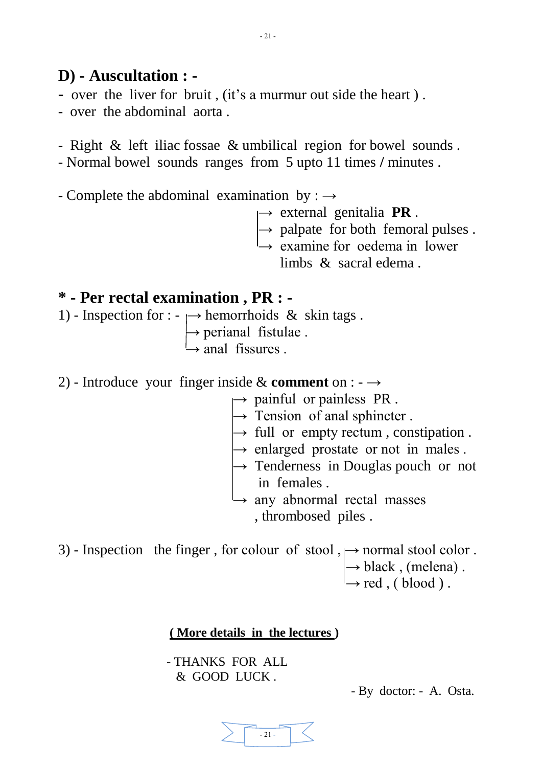## D) - Auscultation : -

- over the liver for bruit , (it's a murmur out side the heart ) .
- over the abdominal aorta .

- Right & left iliac fossae & umbilical region for bowel sounds .
- Normal bowel sounds ranges from 5 upto 11 times / minutes .

- Complete the abdominal examination by : →
  - → external genitalia **PR** .
  - → palpate for both femoral pulses .
  - → examine for oedema in lower limbs & sacral edema .

## * - Per rectal examination , PR : -

1) - Inspection for : -
   - → hemorrhoids & skin tags .
   - → perianal fistulae .
   - → anal fissures .

2) - Introduce your finger inside & **comment** on : - →
   - → painful or painless PR .
   - → Tension of anal sphincter .
   - → full or empty rectum , constipation .
   - → enlarged prostate or not in males .
   - → Tenderness in Douglas pouch or not in females .
   - → any abnormal rectal masses , thrombosed piles .

3) - Inspection the finger , for colour of stool ,
   - → normal stool color .
   - → black , (melena) .
   - → red , ( blood ) .

**( More details in the lectures )**

- THANKS FOR ALL
& GOOD LUCK .

- By doctor: - A. Osta.